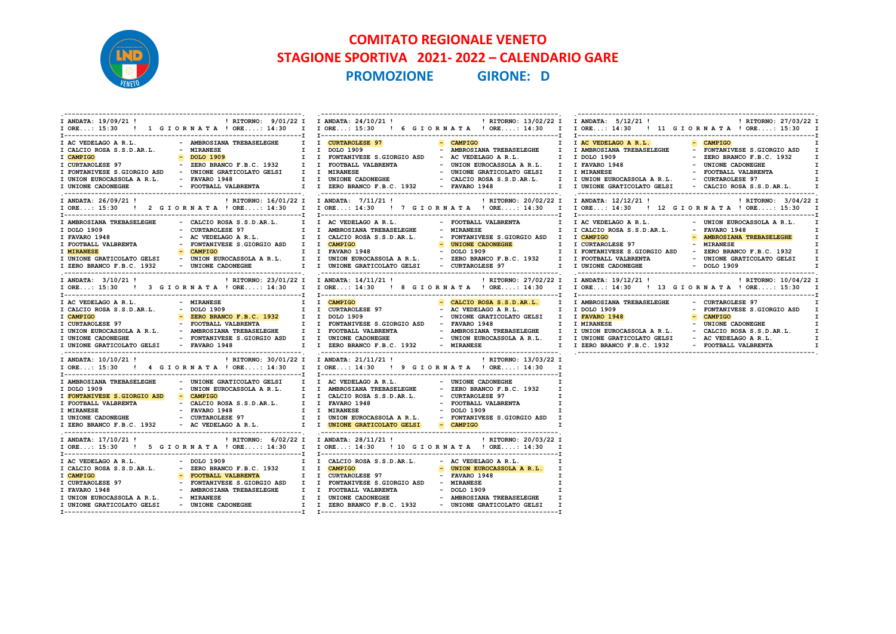# COMITATO REGIONALE VENETO

## STAGIONE SPORTIVA 2021- 2022 – CALENDARIO GARE

## PROMOZIONE GIRONE: D

### 1 GIORNATA — ANDATA: 19/09/21 ORE...: 15:30 — RITORNO: 9/01/22 ORE....: 14:30

| | | |
|---|---|---|
| AC VEDELAGO A.R.L. | - | AMBROSIANA TREBASELEGHE |
| CALCIO ROSA S.S.D.AR.L. | - | MIRANESE |
| CAMPIGO | - | DOLO 1909 |
| CURTAROLESE 97 | - | ZERO BRANCO F.B.C. 1932 |
| FONTANIVESE S.GIORGIO ASD | - | UNIONE GRATICOLATO GELSI |
| UNION EUROCASSOLA A R.L. | - | FAVARO 1948 |
| UNIONE CADONEGHE | - | FOOTBALL VALBRENTA |

### 2 GIORNATA — ANDATA: 26/09/21 ORE...: 15:30 — RITORNO: 16/01/22 ORE....: 14:30

| | | |
|---|---|---|
| AMBROSIANA TREBASELEGHE | - | CALCIO ROSA S.S.D.AR.L. |
| DOLO 1909 | - | CURTAROLESE 97 |
| FAVARO 1948 | - | AC VEDELAGO A.R.L. |
| FOOTBALL VALBRENTA | - | FONTANIVESE S.GIORGIO ASD |
| MIRANESE | - | CAMPIGO |
| UNIONE GRATICOLATO GELSI | - | UNION EUROCASSOLA A R.L. |
| ZERO BRANCO F.B.C. 1932 | - | UNIONE CADONEGHE |

### 3 GIORNATA — ANDATA: 3/10/21 ORE...: 15:30 — RITORNO: 23/01/22 ORE....: 14:30

| | | |
|---|---|---|
| AC VEDELAGO A.R.L. | - | MIRANESE |
| CALCIO ROSA S.S.D.AR.L. | - | DOLO 1909 |
| CAMPIGO | - | ZERO BRANCO F.B.C. 1932 |
| CURTAROLESE 97 | - | FOOTBALL VALBRENTA |
| UNION EUROCASSOLA A R.L. | - | AMBROSIANA TREBASELEGHE |
| UNIONE CADONEGHE | - | FONTANIVESE S.GIORGIO ASD |
| UNIONE GRATICOLATO GELSI | - | FAVARO 1948 |

### 4 GIORNATA — ANDATA: 10/10/21 ORE...: 15:30 — RITORNO: 30/01/22 ORE....: 14:30

| | | |
|---|---|---|
| AMBROSIANA TREBASELEGHE | - | UNIONE GRATICOLATO GELSI |
| DOLO 1909 | - | UNION EUROCASSOLA A R.L. |
| FONTANIVESE S.GIORGIO ASD | - | CAMPIGO |
| FOOTBALL VALBRENTA | - | CALCIO ROSA S.S.D.AR.L. |
| MIRANESE | - | FAVARO 1948 |
| UNIONE CADONEGHE | - | CURTAROLESE 97 |
| ZERO BRANCO F.B.C. 1932 | - | AC VEDELAGO A.R.L. |

### 5 GIORNATA — ANDATA: 17/10/21 ORE...: 15:30 — RITORNO: 6/02/22 ORE....: 14:30

| | | |
|---|---|---|
| AC VEDELAGO A.R.L. | - | DOLO 1909 |
| CALCIO ROSA S.S.D.AR.L. | - | ZERO BRANCO F.B.C. 1932 |
| CAMPIGO | - | FOOTBALL VALBRENTA |
| CURTAROLESE 97 | - | FONTANIVESE S.GIORGIO ASD |
| FAVARO 1948 | - | AMBROSIANA TREBASELEGHE |
| UNION EUROCASSOLA A R.L. | - | MIRANESE |
| UNIONE GRATICOLATO GELSI | - | UNIONE CADONEGHE |

### 6 GIORNATA — ANDATA: 24/10/21 ORE...: 15:30 — RITORNO: 13/02/22 ORE....: 14:30

| | | |
|---|---|---|
| CURTAROLESE 97 | - | CAMPIGO |
| DOLO 1909 | - | AMBROSIANA TREBASELEGHE |
| FONTANIVESE S.GIORGIO ASD | - | AC VEDELAGO A.R.L. |
| FOOTBALL VALBRENTA | - | UNION EUROCASSOLA A R.L. |
| MIRANESE | - | UNIONE GRATICOLATO GELSI |
| UNIONE CADONEGHE | - | CALCIO ROSA S.S.D.AR.L. |
| ZERO BRANCO F.B.C. 1932 | - | FAVARO 1948 |

### 7 GIORNATA — ANDATA: 7/11/21 ORE...: 14:30 — RITORNO: 20/02/22 ORE....: 14:30

| | | |
|---|---|---|
| AC VEDELAGO A.R.L. | - | FOOTBALL VALBRENTA |
| AMBROSIANA TREBASELEGHE | - | MIRANESE |
| CALCIO ROSA S.S.D.AR.L. | - | FONTANIVESE S.GIORGIO ASD |
| CAMPIGO | - | UNIONE CADONEGHE |
| FAVARO 1948 | - | DOLO 1909 |
| UNION EUROCASSOLA A R.L. | - | ZERO BRANCO F.B.C. 1932 |
| UNIONE GRATICOLATO GELSI | - | CURTAROLESE 97 |

### 8 GIORNATA — ANDATA: 14/11/21 ORE...: 14:30 — RITORNO: 27/02/22 ORE....: 14:30

| | | |
|---|---|---|
| CAMPIGO | - | CALCIO ROSA S.S.D.AR.L. |
| CURTAROLESE 97 | - | AC VEDELAGO A.R.L. |
| DOLO 1909 | - | UNIONE GRATICOLATO GELSI |
| FONTANIVESE S.GIORGIO ASD | - | FAVARO 1948 |
| FOOTBALL VALBRENTA | - | AMBROSIANA TREBASELEGHE |
| UNIONE CADONEGHE | - | UNION EUROCASSOLA A R.L. |
| ZERO BRANCO F.B.C. 1932 | - | MIRANESE |

### 9 GIORNATA — ANDATA: 21/11/21 ORE...: 14:30 — RITORNO: 13/03/22 ORE....: 14:30

| | | |
|---|---|---|
| AC VEDELAGO A.R.L. | - | UNIONE CADONEGHE |
| AMBROSIANA TREBASELEGHE | - | ZERO BRANCO F.B.C. 1932 |
| CALCIO ROSA S.S.D.AR.L. | - | CURTAROLESE 97 |
| FAVARO 1948 | - | FOOTBALL VALBRENTA |
| MIRANESE | - | DOLO 1909 |
| UNION EUROCASSOLA A R.L. | - | FONTANIVESE S.GIORGIO ASD |
| UNIONE GRATICOLATO GELSI | - | CAMPIGO |

### 10 GIORNATA — ANDATA: 28/11/21 ORE...: 14:30 — RITORNO: 20/03/22 ORE....: 14:30

| | | |
|---|---|---|
| CALCIO ROSA S.S.D.AR.L. | - | AC VEDELAGO A.R.L. |
| CAMPIGO | - | UNION EUROCASSOLA A R.L. |
| CURTAROLESE 97 | - | FAVARO 1948 |
| FONTANIVESE S.GIORGIO ASD | - | MIRANESE |
| FOOTBALL VALBRENTA | - | DOLO 1909 |
| UNIONE CADONEGHE | - | AMBROSIANA TREBASELEGHE |
| ZERO BRANCO F.B.C. 1932 | - | UNIONE GRATICOLATO GELSI |

### 11 GIORNATA — ANDATA: 5/12/21 ORE...: 14:30 — RITORNO: 27/03/22 ORE....: 15:30

| | | |
|---|---|---|
| AC VEDELAGO A.R.L. | - | CAMPIGO |
| AMBROSIANA TREBASELEGHE | - | FONTANIVESE S.GIORGIO ASD |
| DOLO 1909 | - | ZERO BRANCO F.B.C. 1932 |
| FAVARO 1948 | - | UNIONE CADONEGHE |
| MIRANESE | - | FOOTBALL VALBRENTA |
| UNION EUROCASSOLA A R.L. | - | CURTAROLESE 97 |
| UNIONE GRATICOLATO GELSI | - | CALCIO ROSA S.S.D.AR.L. |

### 12 GIORNATA — ANDATA: 12/12/21 ORE...: 14:30 — RITORNO: 3/04/22 ORE....: 15:30

| | | |
|---|---|---|
| AC VEDELAGO A.R.L. | - | UNION EUROCASSOLA A R.L. |
| CALCIO ROSA S.S.D.AR.L. | - | FAVARO 1948 |
| CAMPIGO | - | AMBROSIANA TREBASELEGHE |
| CURTAROLESE 97 | - | MIRANESE |
| FONTANIVESE S.GIORGIO ASD | - | ZERO BRANCO F.B.C. 1932 |
| FOOTBALL VALBRENTA | - | UNIONE GRATICOLATO GELSI |
| UNIONE CADONEGHE | - | DOLO 1909 |

### 13 GIORNATA — ANDATA: 19/12/21 ORE...: 14:30 — RITORNO: 10/04/22 ORE....: 15:30

| | | |
|---|---|---|
| AMBROSIANA TREBASELEGHE | - | CURTAROLESE 97 |
| DOLO 1909 | - | FONTANIVESE S.GIORGIO ASD |
| FAVARO 1948 | - | CAMPIGO |
| MIRANESE | - | UNIONE CADONEGHE |
| UNION EUROCASSOLA A R.L. | - | CALCIO ROSA S.S.D.AR.L. |
| UNIONE GRATICOLATO GELSI | - | AC VEDELAGO A.R.L. |
| ZERO BRANCO F.B.C. 1932 | - | FOOTBALL VALBRENTA |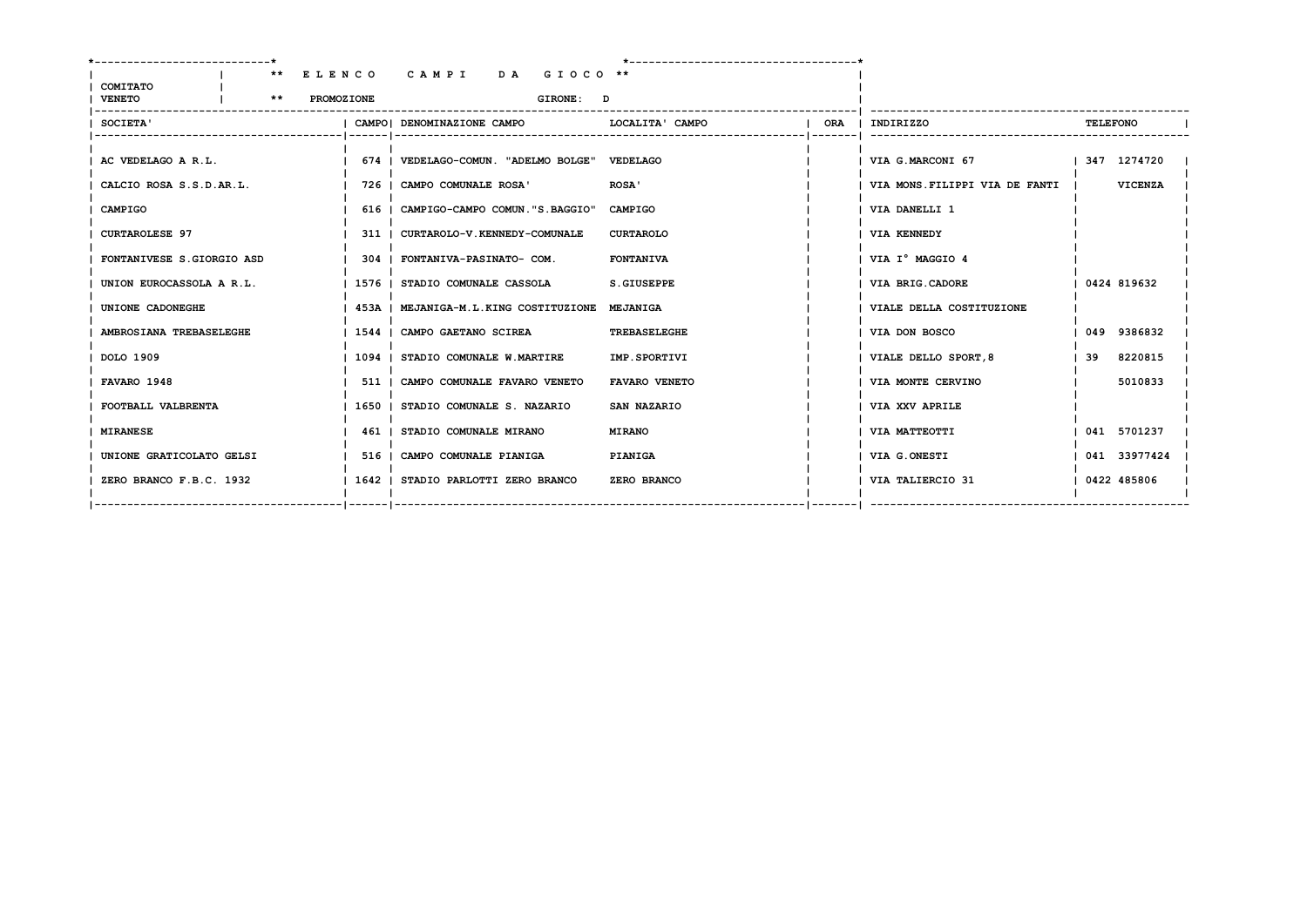** E L E N C O   C A M P I   D A   G I O C O **

COMITATO VENETO

** PROMOZIONE   GIRONE: D

| SOCIETA' | CAMPO | DENOMINAZIONE CAMPO | LOCALITA' CAMPO | ORA | INDIRIZZO | TELEFONO |
|---|---|---|---|---|---|---|
| AC VEDELAGO A R.L. | 674 | VEDELAGO-COMUN. "ADELMO BOLGE" | VEDELAGO | | VIA G.MARCONI 67 | 347 1274720 |
| CALCIO ROSA S.S.D.AR.L. | 726 | CAMPO COMUNALE ROSA' | ROSA' | | VIA MONS.FILIPPI VIA DE FANTI | VICENZA |
| CAMPIGO | 616 | CAMPIGO-CAMPO COMUN."S.BAGGIO" | CAMPIGO | | VIA DANELLI 1 | |
| CURTAROLESE 97 | 311 | CURTAROLO-V.KENNEDY-COMUNALE | CURTAROLO | | VIA KENNEDY | |
| FONTANIVESE S.GIORGIO ASD | 304 | FONTANIVA-PASINATO- COM. | FONTANIVA | | VIA I° MAGGIO 4 | |
| UNION EUROCASSOLA A R.L. | 1576 | STADIO COMUNALE CASSOLA | S.GIUSEPPE | | VIA BRIG.CADORE | 0424 819632 |
| UNIONE CADONEGHE | 453A | MEJANIGA-M.L.KING COSTITUZIONE | MEJANIGA | | VIALE DELLA COSTITUZIONE | |
| AMBROSIANA TREBASELEGHE | 1544 | CAMPO GAETANO SCIREA | TREBASELEGHE | | VIA DON BOSCO | 049 9386832 |
| DOLO 1909 | 1094 | STADIO COMUNALE W.MARTIRE | IMP.SPORTIVI | | VIALE DELLO SPORT,8 | 39 8220815 |
| FAVARO 1948 | 511 | CAMPO COMUNALE FAVARO VENETO | FAVARO VENETO | | VIA MONTE CERVINO | 5010833 |
| FOOTBALL VALBRENTA | 1650 | STADIO COMUNALE S. NAZARIO | SAN NAZARIO | | VIA XXV APRILE | |
| MIRANESE | 461 | STADIO COMUNALE MIRANO | MIRANO | | VIA MATTEOTTI | 041 5701237 |
| UNIONE GRATICOLATO GELSI | 516 | CAMPO COMUNALE PIANIGA | PIANIGA | | VIA G.ONESTI | 041 33977424 |
| ZERO BRANCO F.B.C. 1932 | 1642 | STADIO PARLOTTI ZERO BRANCO | ZERO BRANCO | | VIA TALIERCIO 31 | 0422 485806 |